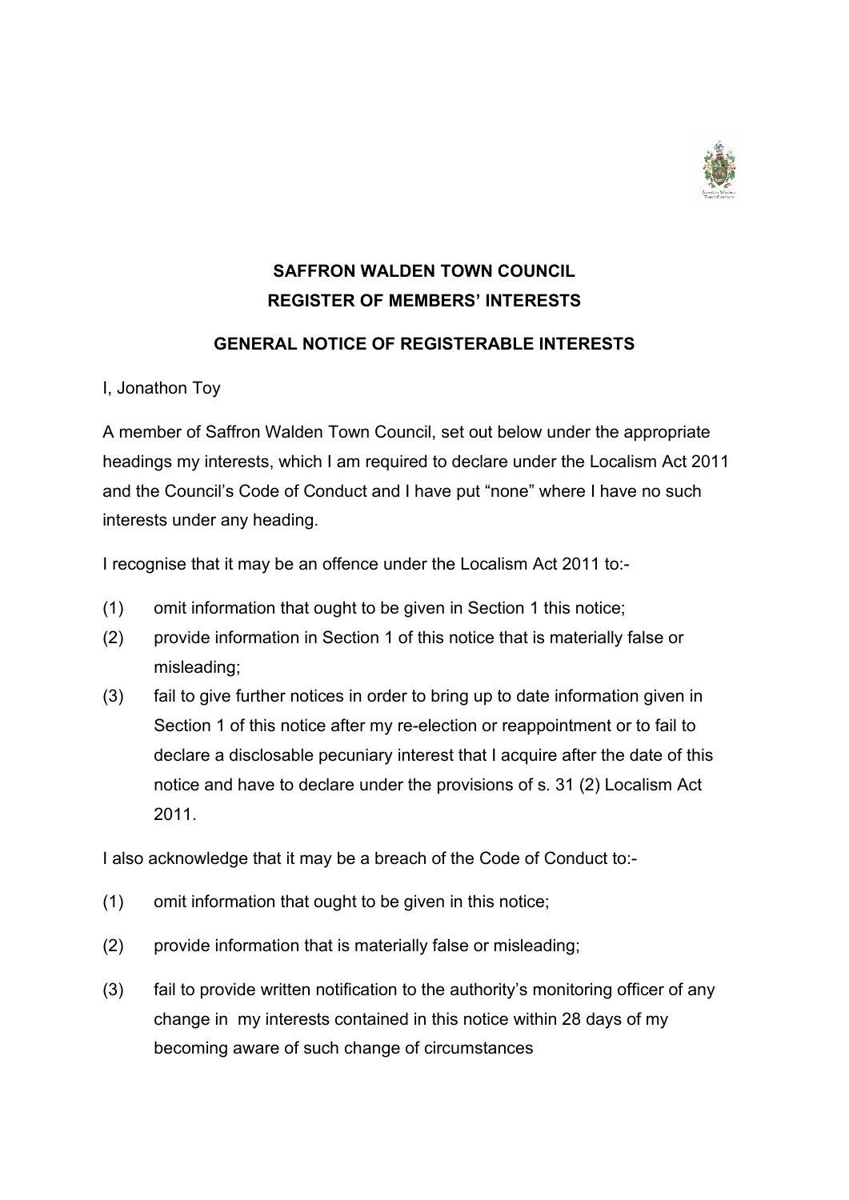# SAFFRON WALDEN TOWN COUNCIL
## REGISTER OF MEMBERS' INTERESTS

### GENERAL NOTICE OF REGISTERABLE INTERESTS

I, Jonathon Toy

A member of Saffron Walden Town Council, set out below under the appropriate headings my interests, which I am required to declare under the Localism Act 2011 and the Council's Code of Conduct and I have put "none" where I have no such interests under any heading.

I recognise that it may be an offence under the Localism Act 2011 to:-

(1) omit information that ought to be given in Section 1 this notice;

(2) provide information in Section 1 of this notice that is materially false or misleading;

(3) fail to give further notices in order to bring up to date information given in Section 1 of this notice after my re-election or reappointment or to fail to declare a disclosable pecuniary interest that I acquire after the date of this notice and have to declare under the provisions of s. 31 (2) Localism Act 2011.

I also acknowledge that it may be a breach of the Code of Conduct to:-

(1) omit information that ought to be given in this notice;

(2) provide information that is materially false or misleading;

(3) fail to provide written notification to the authority's monitoring officer of any change in my interests contained in this notice within 28 days of my becoming aware of such change of circumstances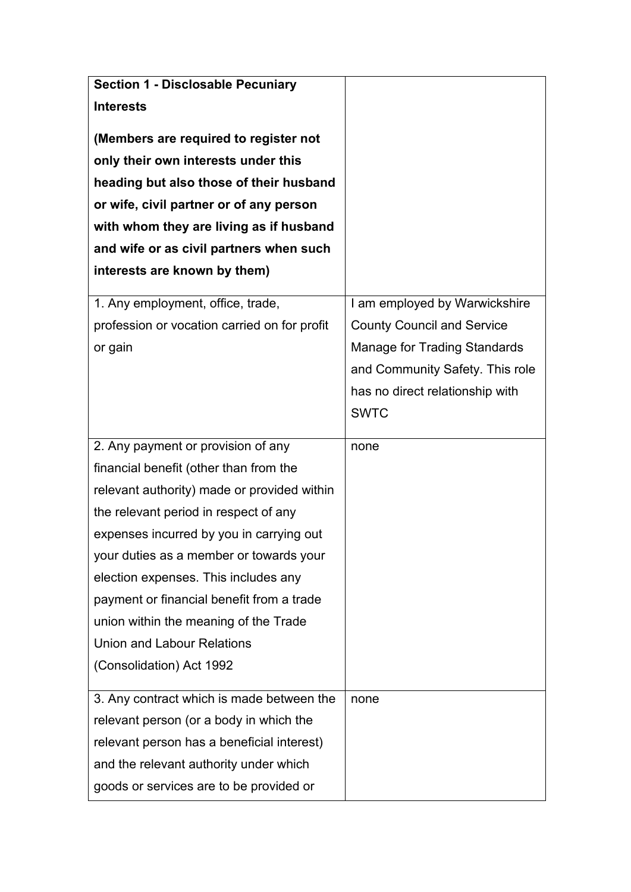| **Section 1 - Disclosable Pecuniary Interests**<br><br>**(Members are required to register not only their own interests under this heading but also those of their husband or wife, civil partner or of any person with whom they are living as if husband and wife or as civil partners when such interests are known by them)** | |
|---|---|
| 1. Any employment, office, trade, profession or vocation carried on for profit or gain | I am employed by Warwickshire County Council and Service Manage for Trading Standards and Community Safety. This role has no direct relationship with SWTC |
| 2. Any payment or provision of any financial benefit (other than from the relevant authority) made or provided within the relevant period in respect of any expenses incurred by you in carrying out your duties as a member or towards your election expenses. This includes any payment or financial benefit from a trade union within the meaning of the Trade Union and Labour Relations (Consolidation) Act 1992 | none |
| 3. Any contract which is made between the relevant person (or a body in which the relevant person has a beneficial interest) and the relevant authority under which goods or services are to be provided or | none |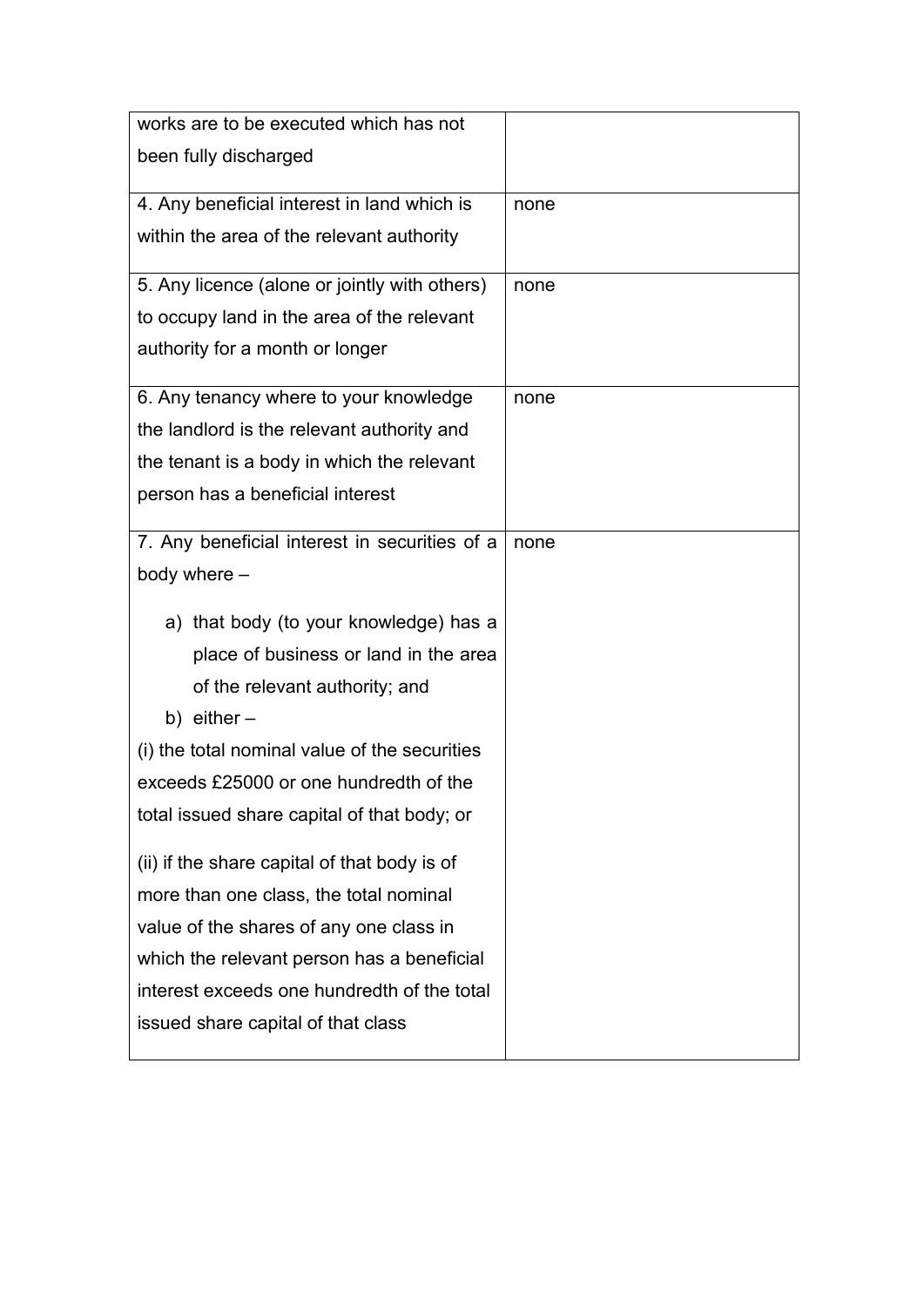| | |
|---|---|
| works are to be executed which has not been fully discharged | |
| 4. Any beneficial interest in land which is within the area of the relevant authority | none |
| 5. Any licence (alone or jointly with others) to occupy land in the area of the relevant authority for a month or longer | none |
| 6. Any tenancy where to your knowledge the landlord is the relevant authority and the tenant is a body in which the relevant person has a beneficial interest | none |
| 7. Any beneficial interest in securities of a body where – <br><br> a) that body (to your knowledge) has a place of business or land in the area of the relevant authority; and <br> b) either – <br> (i) the total nominal value of the securities exceeds £25000 or one hundredth of the total issued share capital of that body; or <br><br> (ii) if the share capital of that body is of more than one class, the total nominal value of the shares of any one class in which the relevant person has a beneficial interest exceeds one hundredth of the total issued share capital of that class | none |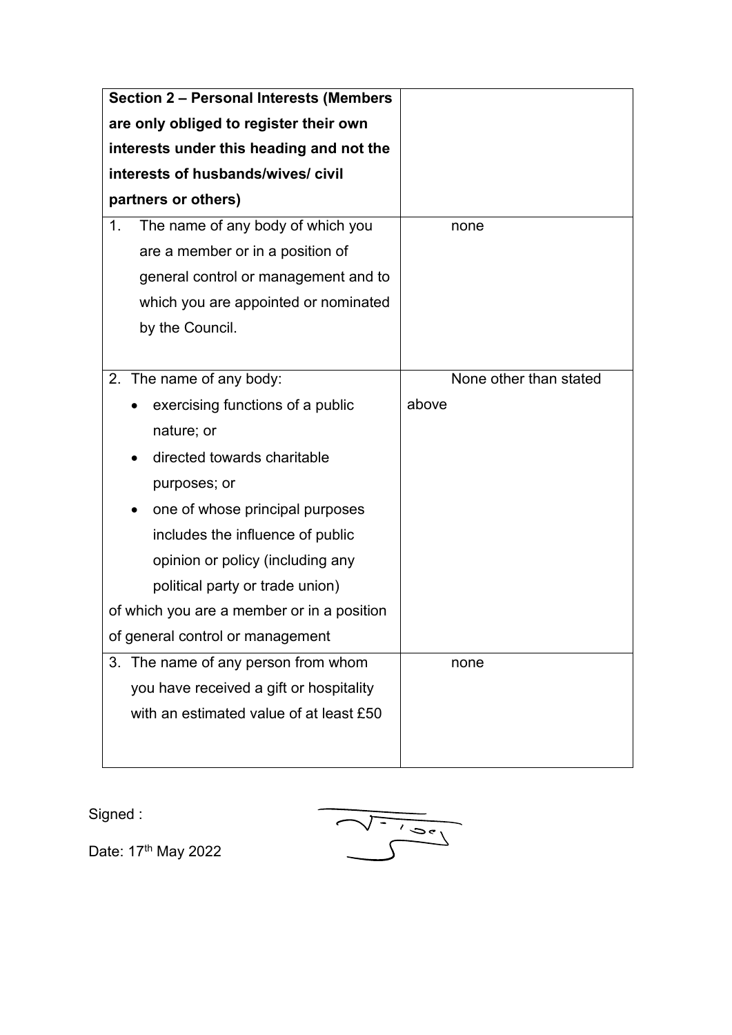| **Section 2 – Personal Interests (Members are only obliged to register their own interests under this heading and not the interests of husbands/wives/ civil partners or others)** | |
| --- | --- |
| 1. The name of any body of which you are a member or in a position of general control or management and to which you are appointed or nominated by the Council. | none |
| 2. The name of any body:<br>• exercising functions of a public nature; or<br>• directed towards charitable purposes; or<br>• one of whose principal purposes includes the influence of public opinion or policy (including any political party or trade union)<br>of which you are a member or in a position of general control or management | None other than stated above |
| 3. The name of any person from whom you have received a gift or hospitality with an estimated value of at least £50 | none |

Signed :

Date: 17th May 2022